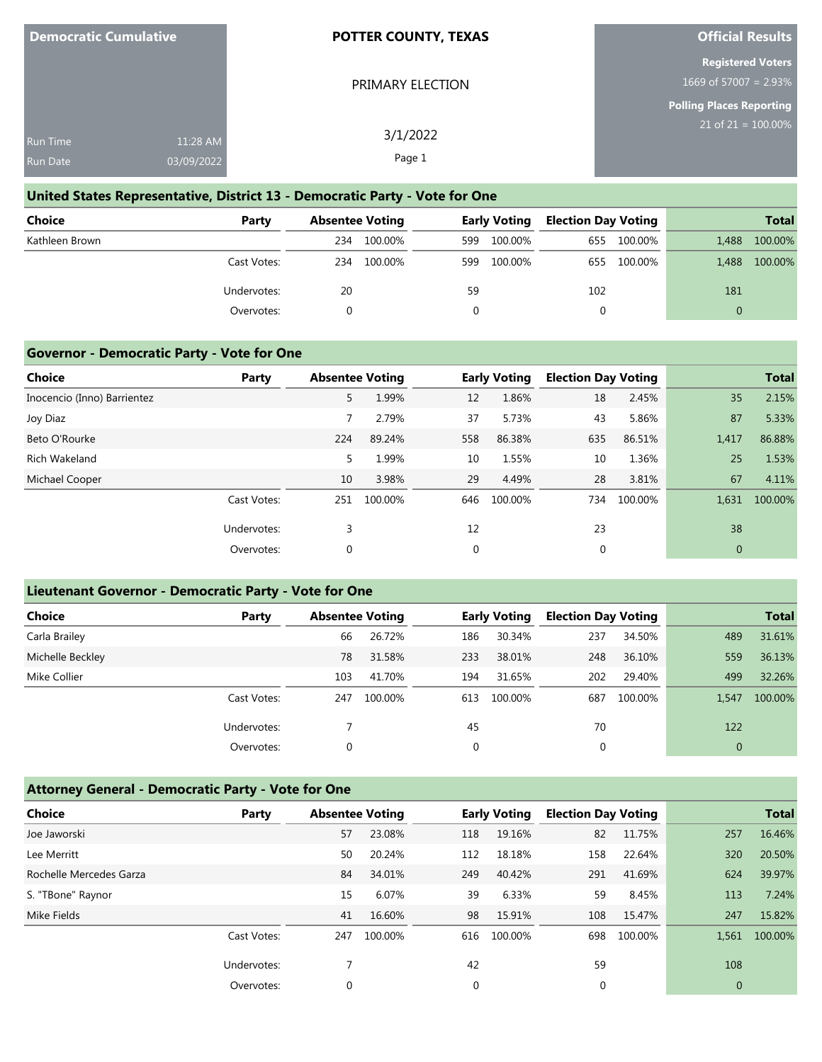**Democratic Cumulative**

Run Time 11:28 AM

Run Date 03/09/2022

**POTTER COUNTY, TEXAS**

PRIMARY ELECTION

3/1/2022

**Official Results**

**Registered Voters**

1669 of 57007 = 2.93%

**Polling Places Reporting**

21 of 21 = 100.00%

## United States Representative, District 13 - Democratic Party - Vote for One

| Choice | Party | Absentee Voting | | Early Voting | | Election Day Voting | | Total | |
|---|---|---|---|---|---|---|---|---|---|
| Kathleen Brown | | 234 | 100.00% | 599 | 100.00% | 655 | 100.00% | 1,488 | 100.00% |
| | Cast Votes: | 234 | 100.00% | 599 | 100.00% | 655 | 100.00% | 1,488 | 100.00% |
| | Undervotes: | 20 | | 59 | | 102 | | 181 | |
| | Overvotes: | 0 | | 0 | | 0 | | 0 | |

## Governor - Democratic Party - Vote for One

| Choice | Party | Absentee Voting | | Early Voting | | Election Day Voting | | Total | |
|---|---|---|---|---|---|---|---|---|---|
| Inocencio (Inno) Barrientez | | 5 | 1.99% | 12 | 1.86% | 18 | 2.45% | 35 | 2.15% |
| Joy Diaz | | 7 | 2.79% | 37 | 5.73% | 43 | 5.86% | 87 | 5.33% |
| Beto O'Rourke | | 224 | 89.24% | 558 | 86.38% | 635 | 86.51% | 1,417 | 86.88% |
| Rich Wakeland | | 5 | 1.99% | 10 | 1.55% | 10 | 1.36% | 25 | 1.53% |
| Michael Cooper | | 10 | 3.98% | 29 | 4.49% | 28 | 3.81% | 67 | 4.11% |
| | Cast Votes: | 251 | 100.00% | 646 | 100.00% | 734 | 100.00% | 1,631 | 100.00% |
| | Undervotes: | 3 | | 12 | | 23 | | 38 | |
| | Overvotes: | 0 | | 0 | | 0 | | 0 | |

## Lieutenant Governor - Democratic Party - Vote for One

| Choice | Party | Absentee Voting | | Early Voting | | Election Day Voting | | Total | |
|---|---|---|---|---|---|---|---|---|---|
| Carla Brailey | | 66 | 26.72% | 186 | 30.34% | 237 | 34.50% | 489 | 31.61% |
| Michelle Beckley | | 78 | 31.58% | 233 | 38.01% | 248 | 36.10% | 559 | 36.13% |
| Mike Collier | | 103 | 41.70% | 194 | 31.65% | 202 | 29.40% | 499 | 32.26% |
| | Cast Votes: | 247 | 100.00% | 613 | 100.00% | 687 | 100.00% | 1,547 | 100.00% |
| | Undervotes: | 7 | | 45 | | 70 | | 122 | |
| | Overvotes: | 0 | | 0 | | 0 | | 0 | |

## Attorney General - Democratic Party - Vote for One

| Choice | Party | Absentee Voting | | Early Voting | | Election Day Voting | | Total | |
|---|---|---|---|---|---|---|---|---|---|
| Joe Jaworski | | 57 | 23.08% | 118 | 19.16% | 82 | 11.75% | 257 | 16.46% |
| Lee Merritt | | 50 | 20.24% | 112 | 18.18% | 158 | 22.64% | 320 | 20.50% |
| Rochelle Mercedes Garza | | 84 | 34.01% | 249 | 40.42% | 291 | 41.69% | 624 | 39.97% |
| S. "TBone" Raynor | | 15 | 6.07% | 39 | 6.33% | 59 | 8.45% | 113 | 7.24% |
| Mike Fields | | 41 | 16.60% | 98 | 15.91% | 108 | 15.47% | 247 | 15.82% |
| | Cast Votes: | 247 | 100.00% | 616 | 100.00% | 698 | 100.00% | 1,561 | 100.00% |
| | Undervotes: | 7 | | 42 | | 59 | | 108 | |
| | Overvotes: | 0 | | 0 | | 0 | | 0 | |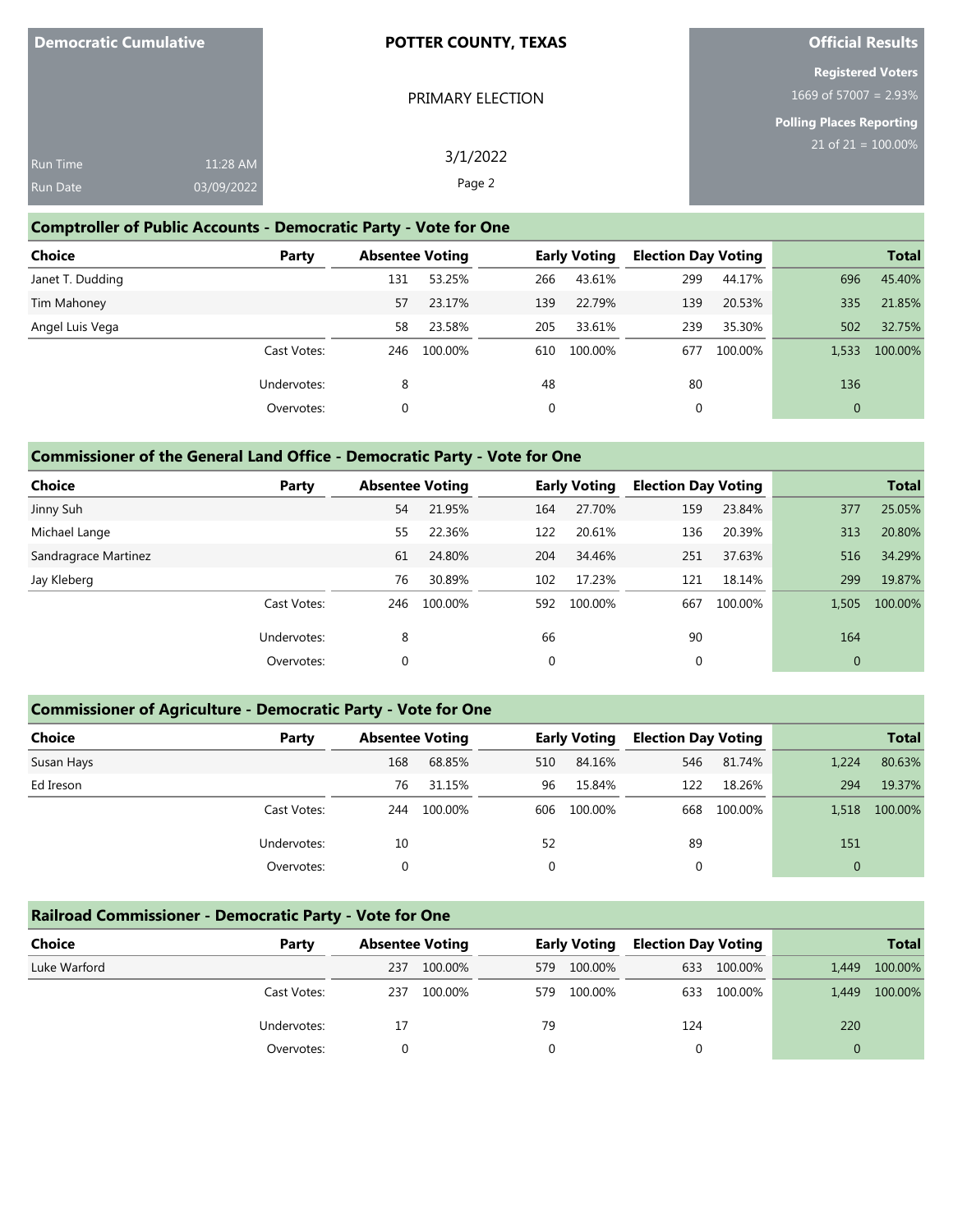| Democratic Cumulative | | POTTER COUNTY, TEXAS | Official Results |
|---|---|---|---|
| | | PRIMARY ELECTION | Registered Voters 1669 of 57007 = 2.93% |
| Run Time | 11:28 AM | 3/1/2022 | Polling Places Reporting 21 of 21 = 100.00% |
| Run Date | 03/09/2022 | Page 2 | |

## Comptroller of Public Accounts - Democratic Party - Vote for One

| Choice | Party | Absentee Voting | | Early Voting | | Election Day Voting | | Total | |
|---|---|---|---|---|---|---|---|---|---|
| Janet T. Dudding | | 131 | 53.25% | 266 | 43.61% | 299 | 44.17% | 696 | 45.40% |
| Tim Mahoney | | 57 | 23.17% | 139 | 22.79% | 139 | 20.53% | 335 | 21.85% |
| Angel Luis Vega | | 58 | 23.58% | 205 | 33.61% | 239 | 35.30% | 502 | 32.75% |
| | Cast Votes: | 246 | 100.00% | 610 | 100.00% | 677 | 100.00% | 1,533 | 100.00% |
| | Undervotes: | 8 | | 48 | | 80 | | 136 | |
| | Overvotes: | 0 | | 0 | | 0 | | 0 | |

## Commissioner of the General Land Office - Democratic Party - Vote for One

| Choice | Party | Absentee Voting | | Early Voting | | Election Day Voting | | Total | |
|---|---|---|---|---|---|---|---|---|---|
| Jinny Suh | | 54 | 21.95% | 164 | 27.70% | 159 | 23.84% | 377 | 25.05% |
| Michael Lange | | 55 | 22.36% | 122 | 20.61% | 136 | 20.39% | 313 | 20.80% |
| Sandragrace Martinez | | 61 | 24.80% | 204 | 34.46% | 251 | 37.63% | 516 | 34.29% |
| Jay Kleberg | | 76 | 30.89% | 102 | 17.23% | 121 | 18.14% | 299 | 19.87% |
| | Cast Votes: | 246 | 100.00% | 592 | 100.00% | 667 | 100.00% | 1,505 | 100.00% |
| | Undervotes: | 8 | | 66 | | 90 | | 164 | |
| | Overvotes: | 0 | | 0 | | 0 | | 0 | |

## Commissioner of Agriculture - Democratic Party - Vote for One

| Choice | Party | Absentee Voting | | Early Voting | | Election Day Voting | | Total | |
|---|---|---|---|---|---|---|---|---|---|
| Susan Hays | | 168 | 68.85% | 510 | 84.16% | 546 | 81.74% | 1,224 | 80.63% |
| Ed Ireson | | 76 | 31.15% | 96 | 15.84% | 122 | 18.26% | 294 | 19.37% |
| | Cast Votes: | 244 | 100.00% | 606 | 100.00% | 668 | 100.00% | 1,518 | 100.00% |
| | Undervotes: | 10 | | 52 | | 89 | | 151 | |
| | Overvotes: | 0 | | 0 | | 0 | | 0 | |

## Railroad Commissioner - Democratic Party - Vote for One

| Choice | Party | Absentee Voting | | Early Voting | | Election Day Voting | | Total | |
|---|---|---|---|---|---|---|---|---|---|
| Luke Warford | | 237 | 100.00% | 579 | 100.00% | 633 | 100.00% | 1,449 | 100.00% |
| | Cast Votes: | 237 | 100.00% | 579 | 100.00% | 633 | 100.00% | 1,449 | 100.00% |
| | Undervotes: | 17 | | 79 | | 124 | | 220 | |
| | Overvotes: | 0 | | 0 | | 0 | | 0 | |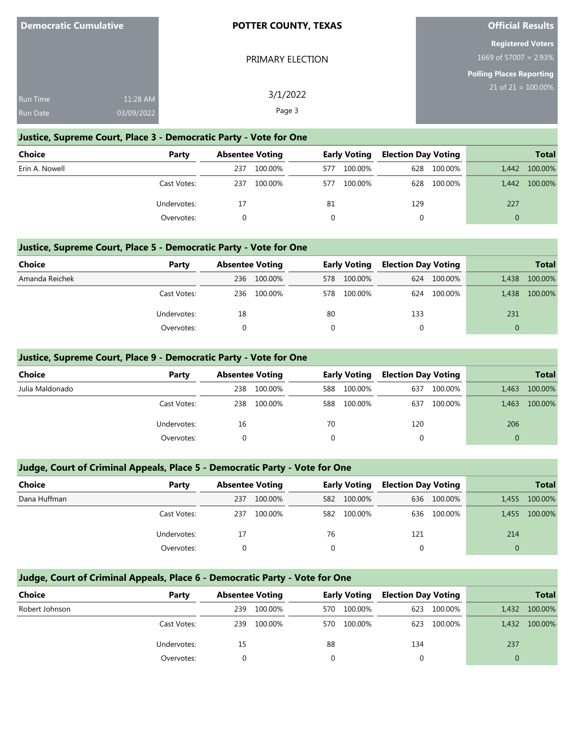**Democratic Cumulative**

Run Time 11:28 AM
Run Date 03/09/2022

**POTTER COUNTY, TEXAS**

PRIMARY ELECTION

3/1/2022

**Official Results**

**Registered Voters**
1669 of 57007 = 2.93%

**Polling Places Reporting**
21 of 21 = 100.00%

## Justice, Supreme Court, Place 3 - Democratic Party - Vote for One

| Choice | Party | Absentee Voting | | Early Voting | | Election Day Voting | | Total | |
|---|---|---|---|---|---|---|---|---|---|
| Erin A. Nowell | | 237 | 100.00% | 577 | 100.00% | 628 | 100.00% | 1,442 | 100.00% |
| | Cast Votes: | 237 | 100.00% | 577 | 100.00% | 628 | 100.00% | 1,442 | 100.00% |
| | Undervotes: | 17 | | 81 | | 129 | | 227 | |
| | Overvotes: | 0 | | 0 | | 0 | | 0 | |

## Justice, Supreme Court, Place 5 - Democratic Party - Vote for One

| Choice | Party | Absentee Voting | | Early Voting | | Election Day Voting | | Total | |
|---|---|---|---|---|---|---|---|---|---|
| Amanda Reichek | | 236 | 100.00% | 578 | 100.00% | 624 | 100.00% | 1,438 | 100.00% |
| | Cast Votes: | 236 | 100.00% | 578 | 100.00% | 624 | 100.00% | 1,438 | 100.00% |
| | Undervotes: | 18 | | 80 | | 133 | | 231 | |
| | Overvotes: | 0 | | 0 | | 0 | | 0 | |

## Justice, Supreme Court, Place 9 - Democratic Party - Vote for One

| Choice | Party | Absentee Voting | | Early Voting | | Election Day Voting | | Total | |
|---|---|---|---|---|---|---|---|---|---|
| Julia Maldonado | | 238 | 100.00% | 588 | 100.00% | 637 | 100.00% | 1,463 | 100.00% |
| | Cast Votes: | 238 | 100.00% | 588 | 100.00% | 637 | 100.00% | 1,463 | 100.00% |
| | Undervotes: | 16 | | 70 | | 120 | | 206 | |
| | Overvotes: | 0 | | 0 | | 0 | | 0 | |

## Judge, Court of Criminal Appeals, Place 5 - Democratic Party - Vote for One

| Choice | Party | Absentee Voting | | Early Voting | | Election Day Voting | | Total | |
|---|---|---|---|---|---|---|---|---|---|
| Dana Huffman | | 237 | 100.00% | 582 | 100.00% | 636 | 100.00% | 1,455 | 100.00% |
| | Cast Votes: | 237 | 100.00% | 582 | 100.00% | 636 | 100.00% | 1,455 | 100.00% |
| | Undervotes: | 17 | | 76 | | 121 | | 214 | |
| | Overvotes: | 0 | | 0 | | 0 | | 0 | |

## Judge, Court of Criminal Appeals, Place 6 - Democratic Party - Vote for One

| Choice | Party | Absentee Voting | | Early Voting | | Election Day Voting | | Total | |
|---|---|---|---|---|---|---|---|---|---|
| Robert Johnson | | 239 | 100.00% | 570 | 100.00% | 623 | 100.00% | 1,432 | 100.00% |
| | Cast Votes: | 239 | 100.00% | 570 | 100.00% | 623 | 100.00% | 1,432 | 100.00% |
| | Undervotes: | 15 | | 88 | | 134 | | 237 | |
| | Overvotes: | 0 | | 0 | | 0 | | 0 | |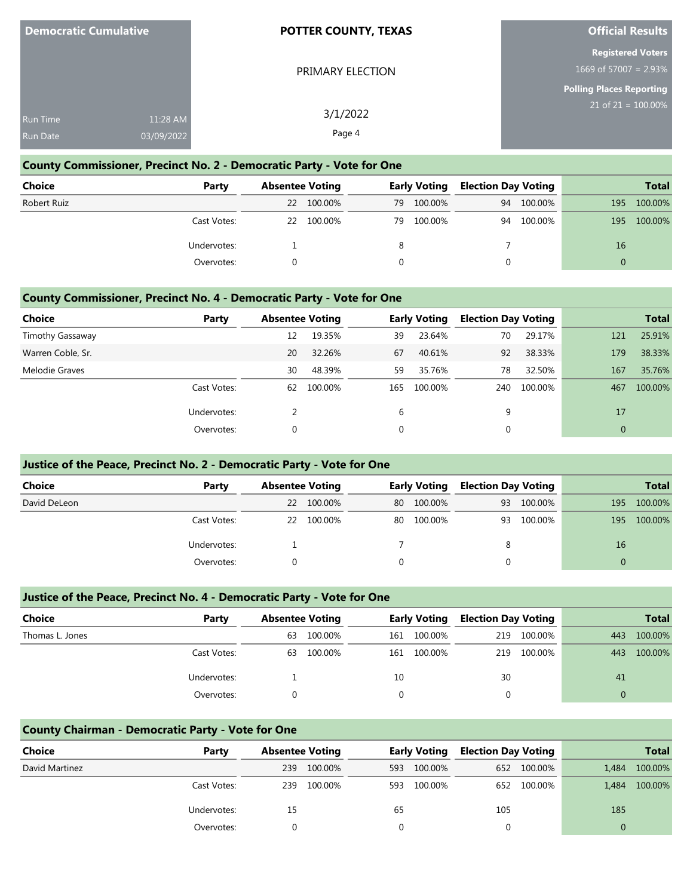**Democratic Cumulative**

Run Time 11:28 AM
Run Date 03/09/2022

**POTTER COUNTY, TEXAS**

PRIMARY ELECTION

3/1/2022

**Official Results**

**Registered Voters**
1669 of 57007 = 2.93%

**Polling Places Reporting**
21 of 21 = 100.00%

## County Commissioner, Precinct No. 2 - Democratic Party - Vote for One

| Choice | Party | Absentee Voting | | Early Voting | | Election Day Voting | | Total | |
|---|---|---|---|---|---|---|---|---|---|
| Robert Ruiz | | 22 | 100.00% | 79 | 100.00% | 94 | 100.00% | 195 | 100.00% |
| | Cast Votes: | 22 | 100.00% | 79 | 100.00% | 94 | 100.00% | 195 | 100.00% |
| | Undervotes: | 1 | | 8 | | 7 | | 16 | |
| | Overvotes: | 0 | | 0 | | 0 | | 0 | |

## County Commissioner, Precinct No. 4 - Democratic Party - Vote for One

| Choice | Party | Absentee Voting | | Early Voting | | Election Day Voting | | Total | |
|---|---|---|---|---|---|---|---|---|---|
| Timothy Gassaway | | 12 | 19.35% | 39 | 23.64% | 70 | 29.17% | 121 | 25.91% |
| Warren Coble, Sr. | | 20 | 32.26% | 67 | 40.61% | 92 | 38.33% | 179 | 38.33% |
| Melodie Graves | | 30 | 48.39% | 59 | 35.76% | 78 | 32.50% | 167 | 35.76% |
| | Cast Votes: | 62 | 100.00% | 165 | 100.00% | 240 | 100.00% | 467 | 100.00% |
| | Undervotes: | 2 | | 6 | | 9 | | 17 | |
| | Overvotes: | 0 | | 0 | | 0 | | 0 | |

## Justice of the Peace, Precinct No. 2 - Democratic Party - Vote for One

| Choice | Party | Absentee Voting | | Early Voting | | Election Day Voting | | Total | |
|---|---|---|---|---|---|---|---|---|---|
| David DeLeon | | 22 | 100.00% | 80 | 100.00% | 93 | 100.00% | 195 | 100.00% |
| | Cast Votes: | 22 | 100.00% | 80 | 100.00% | 93 | 100.00% | 195 | 100.00% |
| | Undervotes: | 1 | | 7 | | 8 | | 16 | |
| | Overvotes: | 0 | | 0 | | 0 | | 0 | |

## Justice of the Peace, Precinct No. 4 - Democratic Party - Vote for One

| Choice | Party | Absentee Voting | | Early Voting | | Election Day Voting | | Total | |
|---|---|---|---|---|---|---|---|---|---|
| Thomas L. Jones | | 63 | 100.00% | 161 | 100.00% | 219 | 100.00% | 443 | 100.00% |
| | Cast Votes: | 63 | 100.00% | 161 | 100.00% | 219 | 100.00% | 443 | 100.00% |
| | Undervotes: | 1 | | 10 | | 30 | | 41 | |
| | Overvotes: | 0 | | 0 | | 0 | | 0 | |

## County Chairman - Democratic Party - Vote for One

| Choice | Party | Absentee Voting | | Early Voting | | Election Day Voting | | Total | |
|---|---|---|---|---|---|---|---|---|---|
| David Martinez | | 239 | 100.00% | 593 | 100.00% | 652 | 100.00% | 1,484 | 100.00% |
| | Cast Votes: | 239 | 100.00% | 593 | 100.00% | 652 | 100.00% | 1,484 | 100.00% |
| | Undervotes: | 15 | | 65 | | 105 | | 185 | |
| | Overvotes: | 0 | | 0 | | 0 | | 0 | |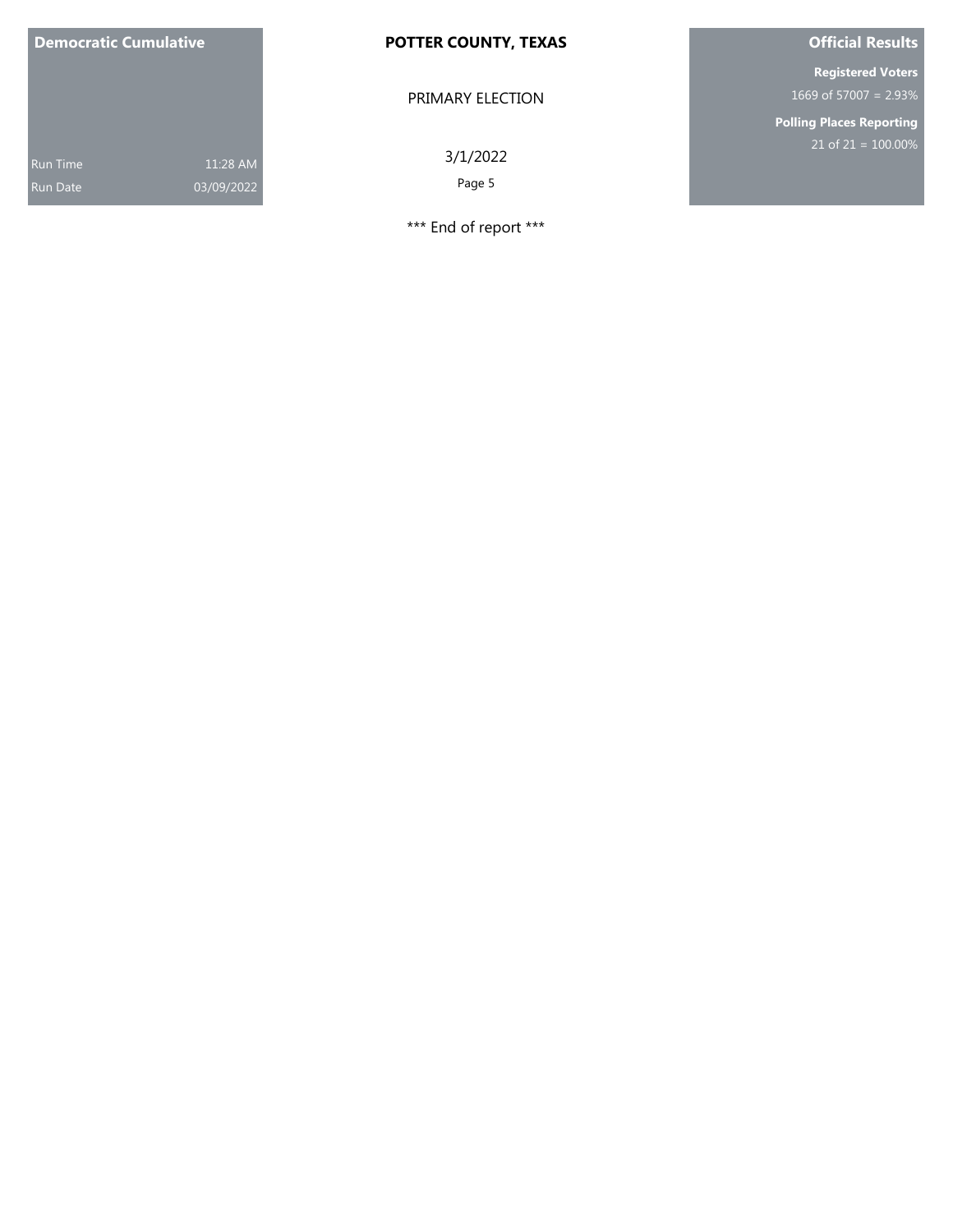*** End of report ***